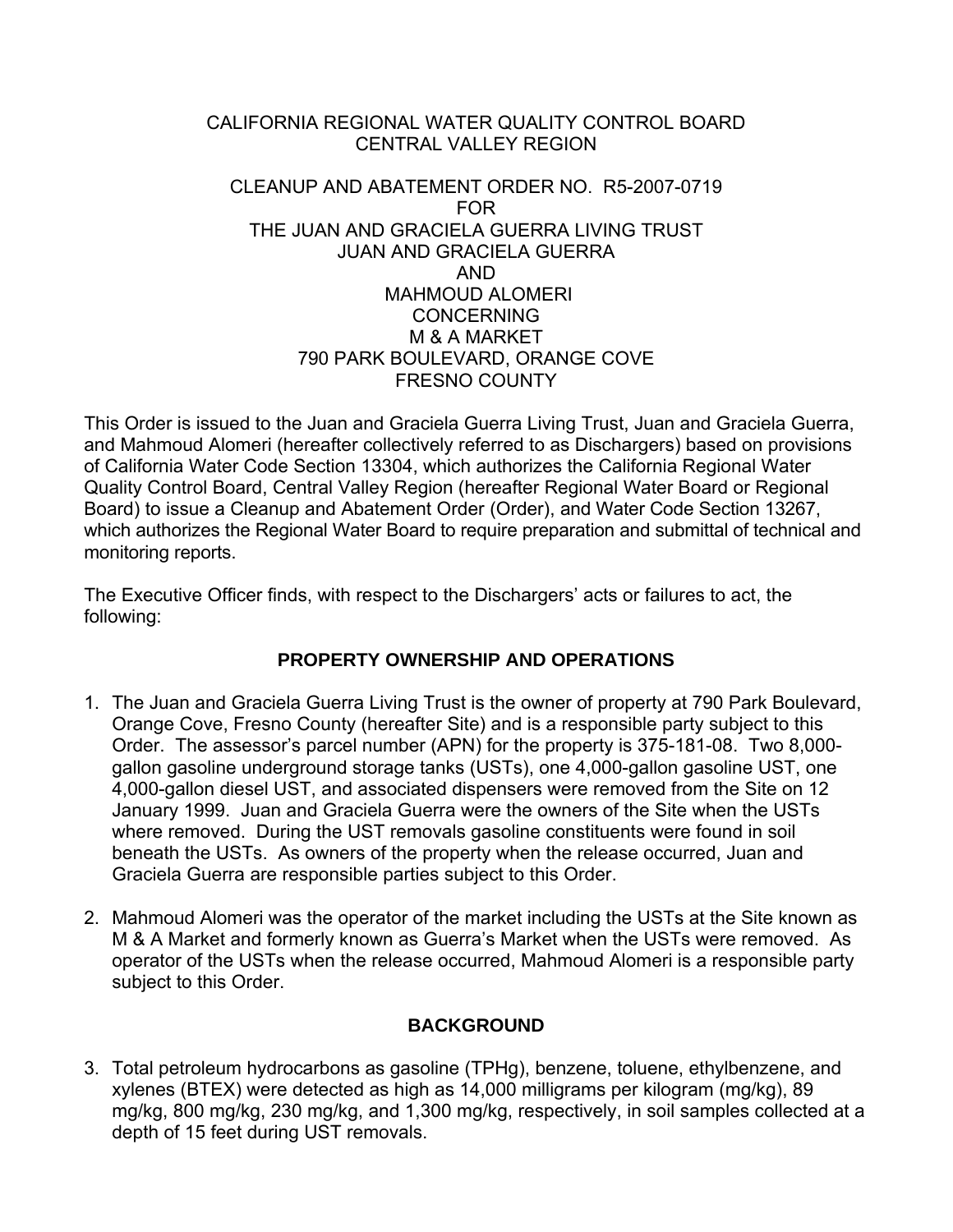CALIFORNIA REGIONAL WATER QUALITY CONTROL BOARD
CENTRAL VALLEY REGION

CLEANUP AND ABATEMENT ORDER NO. R5-2007-0719
FOR
THE JUAN AND GRACIELA GUERRA LIVING TRUST
JUAN AND GRACIELA GUERRA
AND
MAHMOUD ALOMERI
CONCERNING
M & A MARKET
790 PARK BOULEVARD, ORANGE COVE
FRESNO COUNTY

This Order is issued to the Juan and Graciela Guerra Living Trust, Juan and Graciela Guerra, and Mahmoud Alomeri (hereafter collectively referred to as Dischargers) based on provisions of California Water Code Section 13304, which authorizes the California Regional Water Quality Control Board, Central Valley Region (hereafter Regional Water Board or Regional Board) to issue a Cleanup and Abatement Order (Order), and Water Code Section 13267, which authorizes the Regional Water Board to require preparation and submittal of technical and monitoring reports.

The Executive Officer finds, with respect to the Dischargers' acts or failures to act, the following:

## PROPERTY OWNERSHIP AND OPERATIONS

1. The Juan and Graciela Guerra Living Trust is the owner of property at 790 Park Boulevard, Orange Cove, Fresno County (hereafter Site) and is a responsible party subject to this Order. The assessor's parcel number (APN) for the property is 375-181-08. Two 8,000-gallon gasoline underground storage tanks (USTs), one 4,000-gallon gasoline UST, one 4,000-gallon diesel UST, and associated dispensers were removed from the Site on 12 January 1999. Juan and Graciela Guerra were the owners of the Site when the USTs where removed. During the UST removals gasoline constituents were found in soil beneath the USTs. As owners of the property when the release occurred, Juan and Graciela Guerra are responsible parties subject to this Order.

2. Mahmoud Alomeri was the operator of the market including the USTs at the Site known as M & A Market and formerly known as Guerra's Market when the USTs were removed. As operator of the USTs when the release occurred, Mahmoud Alomeri is a responsible party subject to this Order.

## BACKGROUND

3. Total petroleum hydrocarbons as gasoline (TPHg), benzene, toluene, ethylbenzene, and xylenes (BTEX) were detected as high as 14,000 milligrams per kilogram (mg/kg), 89 mg/kg, 800 mg/kg, 230 mg/kg, and 1,300 mg/kg, respectively, in soil samples collected at a depth of 15 feet during UST removals.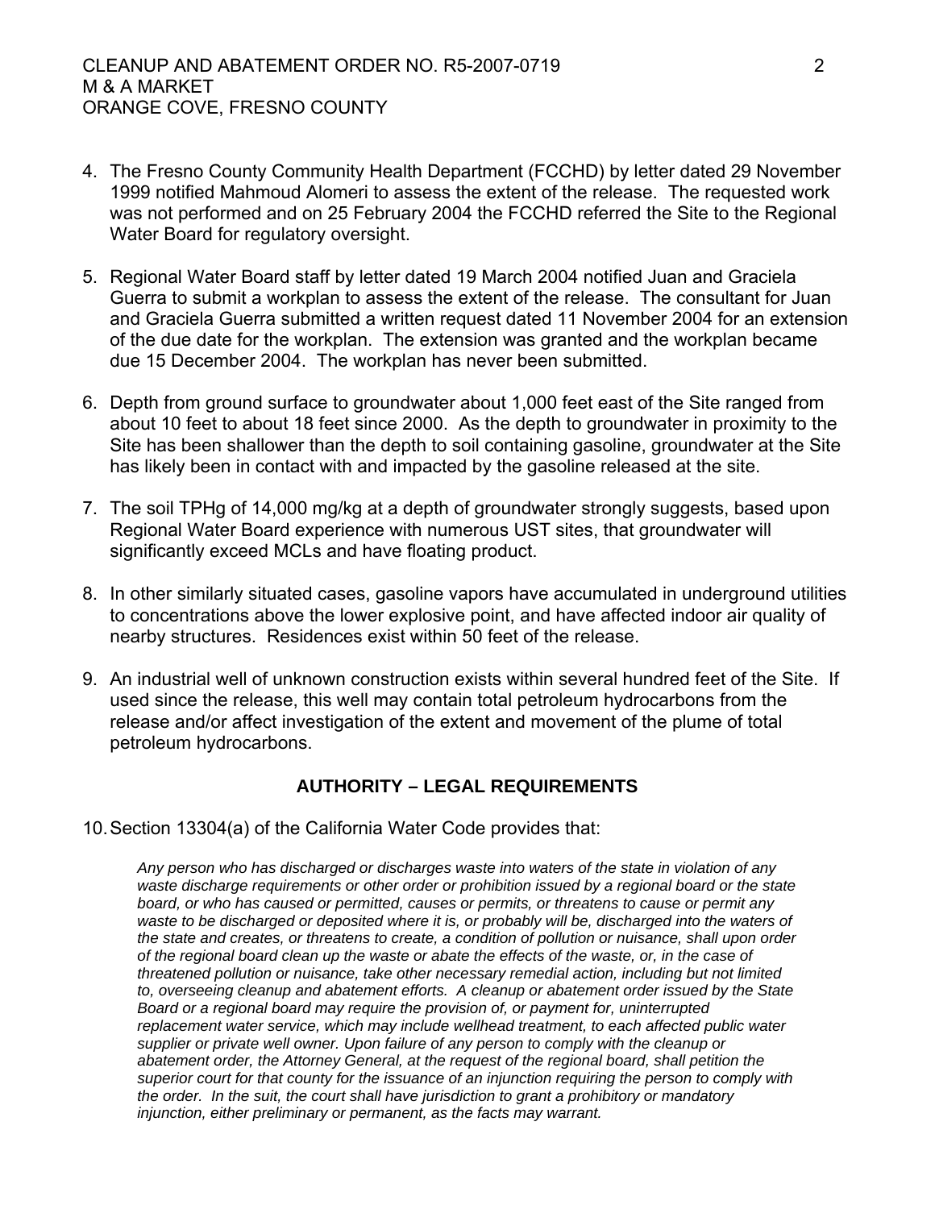4. The Fresno County Community Health Department (FCCHD) by letter dated 29 November 1999 notified Mahmoud Alomeri to assess the extent of the release. The requested work was not performed and on 25 February 2004 the FCCHD referred the Site to the Regional Water Board for regulatory oversight.

5. Regional Water Board staff by letter dated 19 March 2004 notified Juan and Graciela Guerra to submit a workplan to assess the extent of the release. The consultant for Juan and Graciela Guerra submitted a written request dated 11 November 2004 for an extension of the due date for the workplan. The extension was granted and the workplan became due 15 December 2004. The workplan has never been submitted.

6. Depth from ground surface to groundwater about 1,000 feet east of the Site ranged from about 10 feet to about 18 feet since 2000. As the depth to groundwater in proximity to the Site has been shallower than the depth to soil containing gasoline, groundwater at the Site has likely been in contact with and impacted by the gasoline released at the site.

7. The soil TPHg of 14,000 mg/kg at a depth of groundwater strongly suggests, based upon Regional Water Board experience with numerous UST sites, that groundwater will significantly exceed MCLs and have floating product.

8. In other similarly situated cases, gasoline vapors have accumulated in underground utilities to concentrations above the lower explosive point, and have affected indoor air quality of nearby structures. Residences exist within 50 feet of the release.

9. An industrial well of unknown construction exists within several hundred feet of the Site. If used since the release, this well may contain total petroleum hydrocarbons from the release and/or affect investigation of the extent and movement of the plume of total petroleum hydrocarbons.

## AUTHORITY – LEGAL REQUIREMENTS

10. Section 13304(a) of the California Water Code provides that:

> *Any person who has discharged or discharges waste into waters of the state in violation of any waste discharge requirements or other order or prohibition issued by a regional board or the state board, or who has caused or permitted, causes or permits, or threatens to cause or permit any waste to be discharged or deposited where it is, or probably will be, discharged into the waters of the state and creates, or threatens to create, a condition of pollution or nuisance, shall upon order of the regional board clean up the waste or abate the effects of the waste, or, in the case of threatened pollution or nuisance, take other necessary remedial action, including but not limited to, overseeing cleanup and abatement efforts. A cleanup or abatement order issued by the State Board or a regional board may require the provision of, or payment for, uninterrupted replacement water service, which may include wellhead treatment, to each affected public water supplier or private well owner. Upon failure of any person to comply with the cleanup or abatement order, the Attorney General, at the request of the regional board, shall petition the superior court for that county for the issuance of an injunction requiring the person to comply with the order. In the suit, the court shall have jurisdiction to grant a prohibitory or mandatory injunction, either preliminary or permanent, as the facts may warrant.*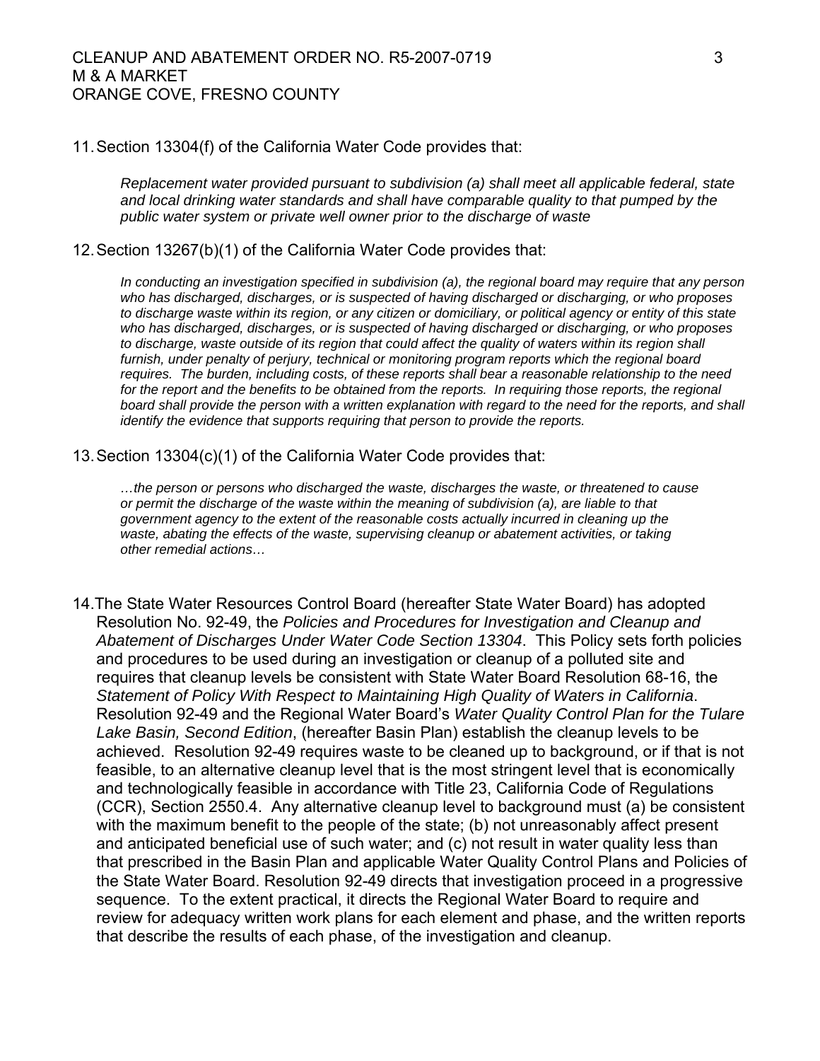11. Section 13304(f) of the California Water Code provides that:

    *Replacement water provided pursuant to subdivision (a) shall meet all applicable federal, state and local drinking water standards and shall have comparable quality to that pumped by the public water system or private well owner prior to the discharge of waste*

12. Section 13267(b)(1) of the California Water Code provides that:

    *In conducting an investigation specified in subdivision (a), the regional board may require that any person who has discharged, discharges, or is suspected of having discharged or discharging, or who proposes to discharge waste within its region, or any citizen or domiciliary, or political agency or entity of this state who has discharged, discharges, or is suspected of having discharged or discharging, or who proposes to discharge, waste outside of its region that could affect the quality of waters within its region shall furnish, under penalty of perjury, technical or monitoring program reports which the regional board requires. The burden, including costs, of these reports shall bear a reasonable relationship to the need for the report and the benefits to be obtained from the reports. In requiring those reports, the regional board shall provide the person with a written explanation with regard to the need for the reports, and shall identify the evidence that supports requiring that person to provide the reports.*

13. Section 13304(c)(1) of the California Water Code provides that:

    *…the person or persons who discharged the waste, discharges the waste, or threatened to cause or permit the discharge of the waste within the meaning of subdivision (a), are liable to that government agency to the extent of the reasonable costs actually incurred in cleaning up the waste, abating the effects of the waste, supervising cleanup or abatement activities, or taking other remedial actions…*

14. The State Water Resources Control Board (hereafter State Water Board) has adopted Resolution No. 92-49, the *Policies and Procedures for Investigation and Cleanup and Abatement of Discharges Under Water Code Section 13304*. This Policy sets forth policies and procedures to be used during an investigation or cleanup of a polluted site and requires that cleanup levels be consistent with State Water Board Resolution 68-16, the *Statement of Policy With Respect to Maintaining High Quality of Waters in California*. Resolution 92-49 and the Regional Water Board's *Water Quality Control Plan for the Tulare Lake Basin, Second Edition*, (hereafter Basin Plan) establish the cleanup levels to be achieved. Resolution 92-49 requires waste to be cleaned up to background, or if that is not feasible, to an alternative cleanup level that is the most stringent level that is economically and technologically feasible in accordance with Title 23, California Code of Regulations (CCR), Section 2550.4. Any alternative cleanup level to background must (a) be consistent with the maximum benefit to the people of the state; (b) not unreasonably affect present and anticipated beneficial use of such water; and (c) not result in water quality less than that prescribed in the Basin Plan and applicable Water Quality Control Plans and Policies of the State Water Board. Resolution 92-49 directs that investigation proceed in a progressive sequence. To the extent practical, it directs the Regional Water Board to require and review for adequacy written work plans for each element and phase, and the written reports that describe the results of each phase, of the investigation and cleanup.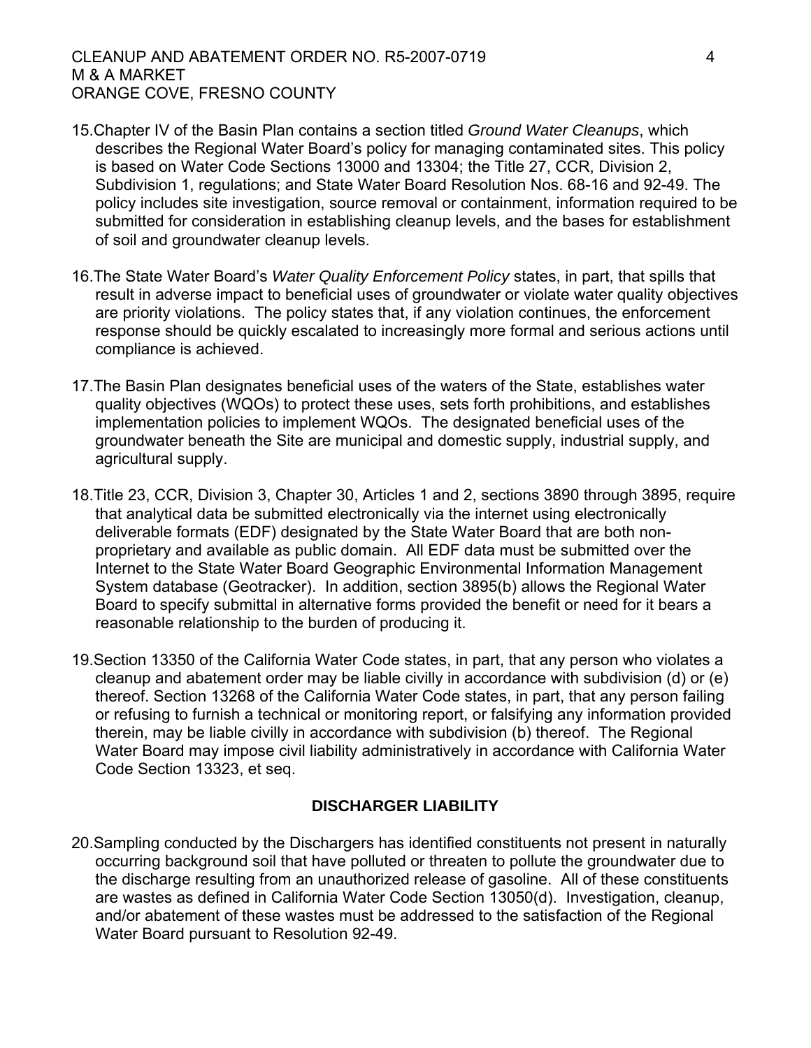15. Chapter IV of the Basin Plan contains a section titled *Ground Water Cleanups*, which describes the Regional Water Board's policy for managing contaminated sites. This policy is based on Water Code Sections 13000 and 13304; the Title 27, CCR, Division 2, Subdivision 1, regulations; and State Water Board Resolution Nos. 68-16 and 92-49. The policy includes site investigation, source removal or containment, information required to be submitted for consideration in establishing cleanup levels, and the bases for establishment of soil and groundwater cleanup levels.

16. The State Water Board's *Water Quality Enforcement Policy* states, in part, that spills that result in adverse impact to beneficial uses of groundwater or violate water quality objectives are priority violations. The policy states that, if any violation continues, the enforcement response should be quickly escalated to increasingly more formal and serious actions until compliance is achieved.

17. The Basin Plan designates beneficial uses of the waters of the State, establishes water quality objectives (WQOs) to protect these uses, sets forth prohibitions, and establishes implementation policies to implement WQOs. The designated beneficial uses of the groundwater beneath the Site are municipal and domestic supply, industrial supply, and agricultural supply.

18. Title 23, CCR, Division 3, Chapter 30, Articles 1 and 2, sections 3890 through 3895, require that analytical data be submitted electronically via the internet using electronically deliverable formats (EDF) designated by the State Water Board that are both non-proprietary and available as public domain. All EDF data must be submitted over the Internet to the State Water Board Geographic Environmental Information Management System database (Geotracker). In addition, section 3895(b) allows the Regional Water Board to specify submittal in alternative forms provided the benefit or need for it bears a reasonable relationship to the burden of producing it.

19. Section 13350 of the California Water Code states, in part, that any person who violates a cleanup and abatement order may be liable civilly in accordance with subdivision (d) or (e) thereof. Section 13268 of the California Water Code states, in part, that any person failing or refusing to furnish a technical or monitoring report, or falsifying any information provided therein, may be liable civilly in accordance with subdivision (b) thereof. The Regional Water Board may impose civil liability administratively in accordance with California Water Code Section 13323, et seq.

## DISCHARGER LIABILITY

20. Sampling conducted by the Dischargers has identified constituents not present in naturally occurring background soil that have polluted or threaten to pollute the groundwater due to the discharge resulting from an unauthorized release of gasoline. All of these constituents are wastes as defined in California Water Code Section 13050(d). Investigation, cleanup, and/or abatement of these wastes must be addressed to the satisfaction of the Regional Water Board pursuant to Resolution 92-49.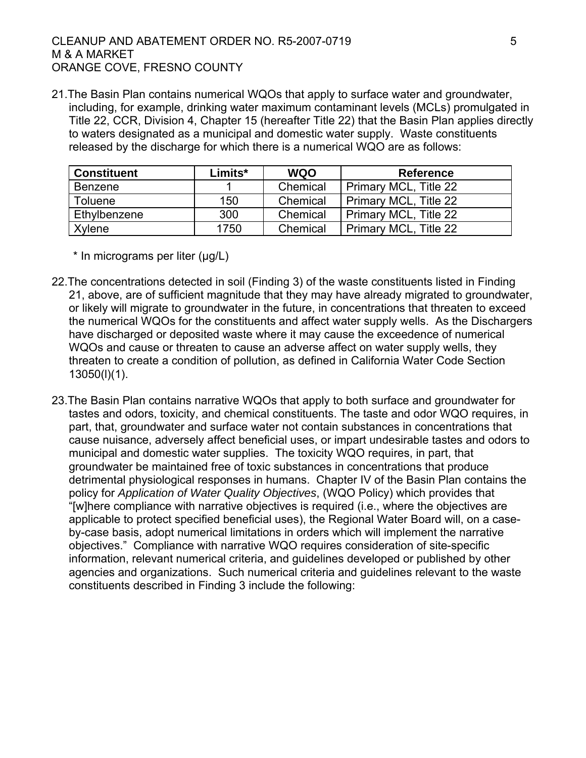21. The Basin Plan contains numerical WQOs that apply to surface water and groundwater, including, for example, drinking water maximum contaminant levels (MCLs) promulgated in Title 22, CCR, Division 4, Chapter 15 (hereafter Title 22) that the Basin Plan applies directly to waters designated as a municipal and domestic water supply. Waste constituents released by the discharge for which there is a numerical WQO are as follows:

| Constituent | Limits* | WQO | Reference |
|---|---|---|---|
| Benzene | 1 | Chemical | Primary MCL, Title 22 |
| Toluene | 150 | Chemical | Primary MCL, Title 22 |
| Ethylbenzene | 300 | Chemical | Primary MCL, Title 22 |
| Xylene | 1750 | Chemical | Primary MCL, Title 22 |

\* In micrograms per liter (µg/L)

22. The concentrations detected in soil (Finding 3) of the waste constituents listed in Finding 21, above, are of sufficient magnitude that they may have already migrated to groundwater, or likely will migrate to groundwater in the future, in concentrations that threaten to exceed the numerical WQOs for the constituents and affect water supply wells. As the Dischargers have discharged or deposited waste where it may cause the exceedence of numerical WQOs and cause or threaten to cause an adverse affect on water supply wells, they threaten to create a condition of pollution, as defined in California Water Code Section 13050(l)(1).

23. The Basin Plan contains narrative WQOs that apply to both surface and groundwater for tastes and odors, toxicity, and chemical constituents. The taste and odor WQO requires, in part, that, groundwater and surface water not contain substances in concentrations that cause nuisance, adversely affect beneficial uses, or impart undesirable tastes and odors to municipal and domestic water supplies. The toxicity WQO requires, in part, that groundwater be maintained free of toxic substances in concentrations that produce detrimental physiological responses in humans. Chapter IV of the Basin Plan contains the policy for *Application of Water Quality Objectives*, (WQO Policy) which provides that "[w]here compliance with narrative objectives is required (i.e., where the objectives are applicable to protect specified beneficial uses), the Regional Water Board will, on a case-by-case basis, adopt numerical limitations in orders which will implement the narrative objectives." Compliance with narrative WQO requires consideration of site-specific information, relevant numerical criteria, and guidelines developed or published by other agencies and organizations. Such numerical criteria and guidelines relevant to the waste constituents described in Finding 3 include the following: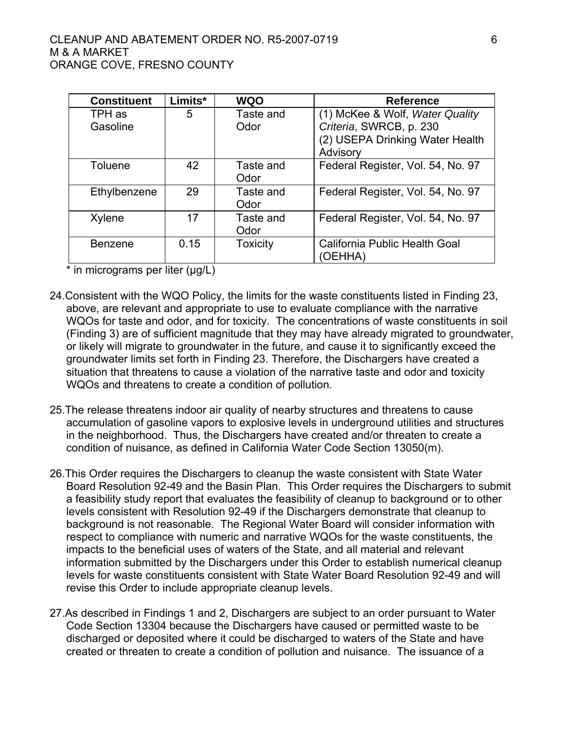| Constituent | Limits* | WQO | Reference |
|---|---|---|---|
| TPH as Gasoline | 5 | Taste and Odor | (1) McKee & Wolf, *Water Quality Criteria*, SWRCB, p. 230<br>(2) USEPA Drinking Water Health Advisory |
| Toluene | 42 | Taste and Odor | Federal Register, Vol. 54, No. 97 |
| Ethylbenzene | 29 | Taste and Odor | Federal Register, Vol. 54, No. 97 |
| Xylene | 17 | Taste and Odor | Federal Register, Vol. 54, No. 97 |
| Benzene | 0.15 | Toxicity | California Public Health Goal (OEHHA) |

\* in micrograms per liter (μg/L)

24. Consistent with the WQO Policy, the limits for the waste constituents listed in Finding 23, above, are relevant and appropriate to use to evaluate compliance with the narrative WQOs for taste and odor, and for toxicity. The concentrations of waste constituents in soil (Finding 3) are of sufficient magnitude that they may have already migrated to groundwater, or likely will migrate to groundwater in the future, and cause it to significantly exceed the groundwater limits set forth in Finding 23. Therefore, the Dischargers have created a situation that threatens to cause a violation of the narrative taste and odor and toxicity WQOs and threatens to create a condition of pollution.

25. The release threatens indoor air quality of nearby structures and threatens to cause accumulation of gasoline vapors to explosive levels in underground utilities and structures in the neighborhood. Thus, the Dischargers have created and/or threaten to create a condition of nuisance, as defined in California Water Code Section 13050(m).

26. This Order requires the Dischargers to cleanup the waste consistent with State Water Board Resolution 92-49 and the Basin Plan. This Order requires the Dischargers to submit a feasibility study report that evaluates the feasibility of cleanup to background or to other levels consistent with Resolution 92-49 if the Dischargers demonstrate that cleanup to background is not reasonable. The Regional Water Board will consider information with respect to compliance with numeric and narrative WQOs for the waste constituents, the impacts to the beneficial uses of waters of the State, and all material and relevant information submitted by the Dischargers under this Order to establish numerical cleanup levels for waste constituents consistent with State Water Board Resolution 92-49 and will revise this Order to include appropriate cleanup levels.

27. As described in Findings 1 and 2, Dischargers are subject to an order pursuant to Water Code Section 13304 because the Dischargers have caused or permitted waste to be discharged or deposited where it could be discharged to waters of the State and have created or threaten to create a condition of pollution and nuisance. The issuance of a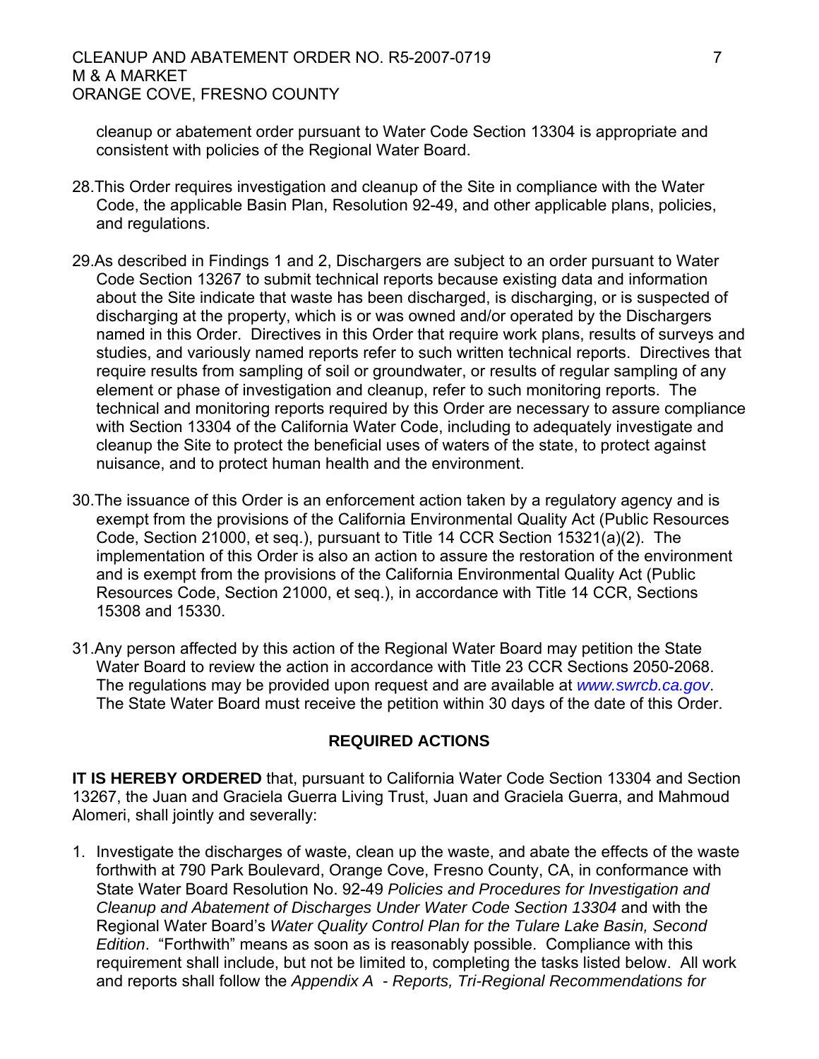cleanup or abatement order pursuant to Water Code Section 13304 is appropriate and consistent with policies of the Regional Water Board.

28. This Order requires investigation and cleanup of the Site in compliance with the Water Code, the applicable Basin Plan, Resolution 92-49, and other applicable plans, policies, and regulations.

29. As described in Findings 1 and 2, Dischargers are subject to an order pursuant to Water Code Section 13267 to submit technical reports because existing data and information about the Site indicate that waste has been discharged, is discharging, or is suspected of discharging at the property, which is or was owned and/or operated by the Dischargers named in this Order. Directives in this Order that require work plans, results of surveys and studies, and variously named reports refer to such written technical reports. Directives that require results from sampling of soil or groundwater, or results of regular sampling of any element or phase of investigation and cleanup, refer to such monitoring reports. The technical and monitoring reports required by this Order are necessary to assure compliance with Section 13304 of the California Water Code, including to adequately investigate and cleanup the Site to protect the beneficial uses of waters of the state, to protect against nuisance, and to protect human health and the environment.

30. The issuance of this Order is an enforcement action taken by a regulatory agency and is exempt from the provisions of the California Environmental Quality Act (Public Resources Code, Section 21000, et seq.), pursuant to Title 14 CCR Section 15321(a)(2). The implementation of this Order is also an action to assure the restoration of the environment and is exempt from the provisions of the California Environmental Quality Act (Public Resources Code, Section 21000, et seq.), in accordance with Title 14 CCR, Sections 15308 and 15330.

31. Any person affected by this action of the Regional Water Board may petition the State Water Board to review the action in accordance with Title 23 CCR Sections 2050-2068. The regulations may be provided upon request and are available at *www.swrcb.ca.gov*. The State Water Board must receive the petition within 30 days of the date of this Order.

## REQUIRED ACTIONS

**IT IS HEREBY ORDERED** that, pursuant to California Water Code Section 13304 and Section 13267, the Juan and Graciela Guerra Living Trust, Juan and Graciela Guerra, and Mahmoud Alomeri, shall jointly and severally:

1. Investigate the discharges of waste, clean up the waste, and abate the effects of the waste forthwith at 790 Park Boulevard, Orange Cove, Fresno County, CA, in conformance with State Water Board Resolution No. 92-49 *Policies and Procedures for Investigation and Cleanup and Abatement of Discharges Under Water Code Section 13304* and with the Regional Water Board's *Water Quality Control Plan for the Tulare Lake Basin, Second Edition*. "Forthwith" means as soon as is reasonably possible. Compliance with this requirement shall include, but not be limited to, completing the tasks listed below. All work and reports shall follow the *Appendix A - Reports, Tri-Regional Recommendations for*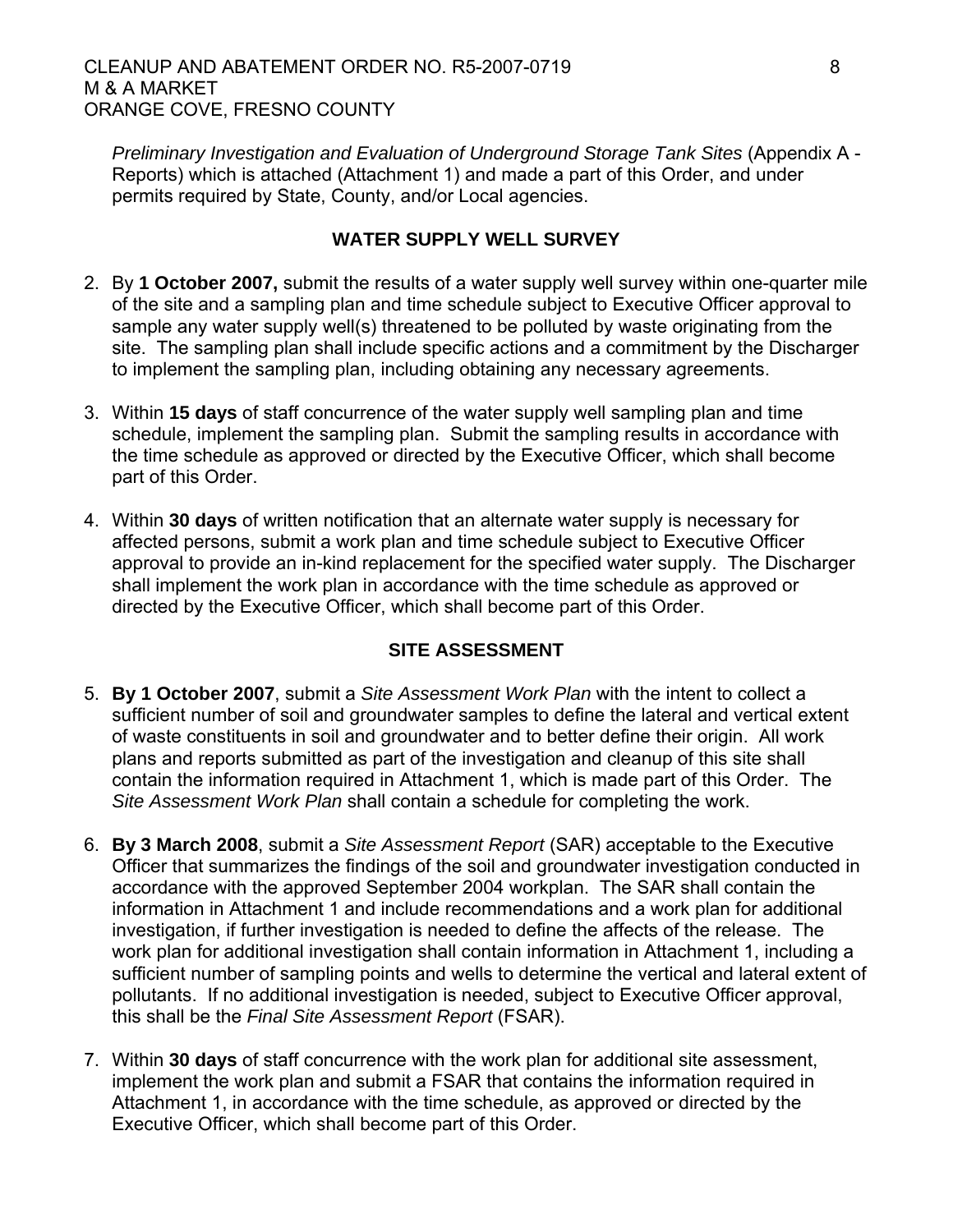*Preliminary Investigation and Evaluation of Underground Storage Tank Sites* (Appendix A - Reports) which is attached (Attachment 1) and made a part of this Order, and under permits required by State, County, and/or Local agencies.

## WATER SUPPLY WELL SURVEY

2. By **1 October 2007,** submit the results of a water supply well survey within one-quarter mile of the site and a sampling plan and time schedule subject to Executive Officer approval to sample any water supply well(s) threatened to be polluted by waste originating from the site. The sampling plan shall include specific actions and a commitment by the Discharger to implement the sampling plan, including obtaining any necessary agreements.

3. Within **15 days** of staff concurrence of the water supply well sampling plan and time schedule, implement the sampling plan. Submit the sampling results in accordance with the time schedule as approved or directed by the Executive Officer, which shall become part of this Order.

4. Within **30 days** of written notification that an alternate water supply is necessary for affected persons, submit a work plan and time schedule subject to Executive Officer approval to provide an in-kind replacement for the specified water supply. The Discharger shall implement the work plan in accordance with the time schedule as approved or directed by the Executive Officer, which shall become part of this Order.

## SITE ASSESSMENT

5. **By 1 October 2007**, submit a *Site Assessment Work Plan* with the intent to collect a sufficient number of soil and groundwater samples to define the lateral and vertical extent of waste constituents in soil and groundwater and to better define their origin. All work plans and reports submitted as part of the investigation and cleanup of this site shall contain the information required in Attachment 1, which is made part of this Order. The *Site Assessment Work Plan* shall contain a schedule for completing the work.

6. **By 3 March 2008**, submit a *Site Assessment Report* (SAR) acceptable to the Executive Officer that summarizes the findings of the soil and groundwater investigation conducted in accordance with the approved September 2004 workplan. The SAR shall contain the information in Attachment 1 and include recommendations and a work plan for additional investigation, if further investigation is needed to define the affects of the release. The work plan for additional investigation shall contain information in Attachment 1, including a sufficient number of sampling points and wells to determine the vertical and lateral extent of pollutants. If no additional investigation is needed, subject to Executive Officer approval, this shall be the *Final Site Assessment Report* (FSAR).

7. Within **30 days** of staff concurrence with the work plan for additional site assessment, implement the work plan and submit a FSAR that contains the information required in Attachment 1, in accordance with the time schedule, as approved or directed by the Executive Officer, which shall become part of this Order.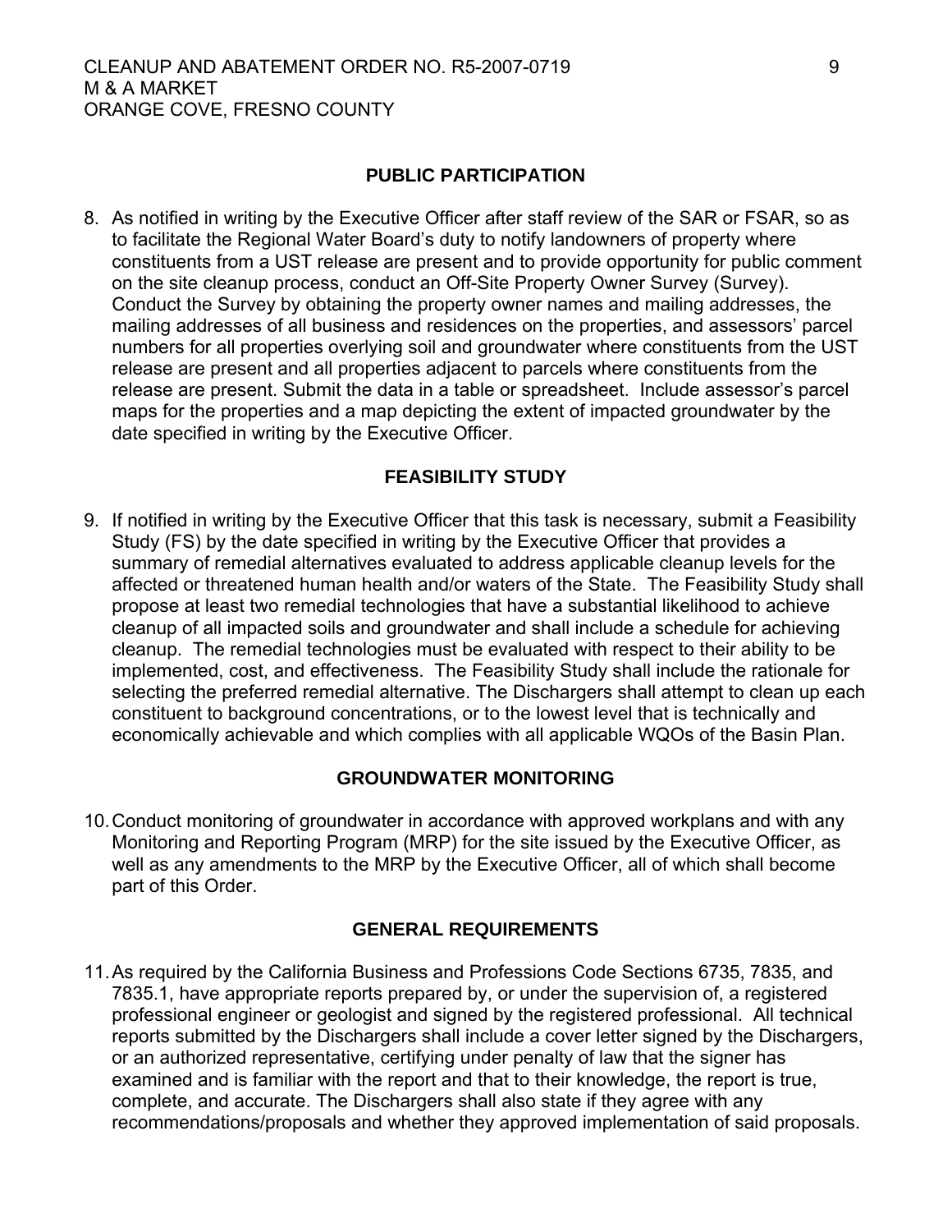## PUBLIC PARTICIPATION

8. As notified in writing by the Executive Officer after staff review of the SAR or FSAR, so as to facilitate the Regional Water Board's duty to notify landowners of property where constituents from a UST release are present and to provide opportunity for public comment on the site cleanup process, conduct an Off-Site Property Owner Survey (Survey). Conduct the Survey by obtaining the property owner names and mailing addresses, the mailing addresses of all business and residences on the properties, and assessors' parcel numbers for all properties overlying soil and groundwater where constituents from the UST release are present and all properties adjacent to parcels where constituents from the release are present. Submit the data in a table or spreadsheet. Include assessor's parcel maps for the properties and a map depicting the extent of impacted groundwater by the date specified in writing by the Executive Officer.

## FEASIBILITY STUDY

9. If notified in writing by the Executive Officer that this task is necessary, submit a Feasibility Study (FS) by the date specified in writing by the Executive Officer that provides a summary of remedial alternatives evaluated to address applicable cleanup levels for the affected or threatened human health and/or waters of the State. The Feasibility Study shall propose at least two remedial technologies that have a substantial likelihood to achieve cleanup of all impacted soils and groundwater and shall include a schedule for achieving cleanup. The remedial technologies must be evaluated with respect to their ability to be implemented, cost, and effectiveness. The Feasibility Study shall include the rationale for selecting the preferred remedial alternative. The Dischargers shall attempt to clean up each constituent to background concentrations, or to the lowest level that is technically and economically achievable and which complies with all applicable WQOs of the Basin Plan.

## GROUNDWATER MONITORING

10. Conduct monitoring of groundwater in accordance with approved workplans and with any Monitoring and Reporting Program (MRP) for the site issued by the Executive Officer, as well as any amendments to the MRP by the Executive Officer, all of which shall become part of this Order.

## GENERAL REQUIREMENTS

11. As required by the California Business and Professions Code Sections 6735, 7835, and 7835.1, have appropriate reports prepared by, or under the supervision of, a registered professional engineer or geologist and signed by the registered professional. All technical reports submitted by the Dischargers shall include a cover letter signed by the Dischargers, or an authorized representative, certifying under penalty of law that the signer has examined and is familiar with the report and that to their knowledge, the report is true, complete, and accurate. The Dischargers shall also state if they agree with any recommendations/proposals and whether they approved implementation of said proposals.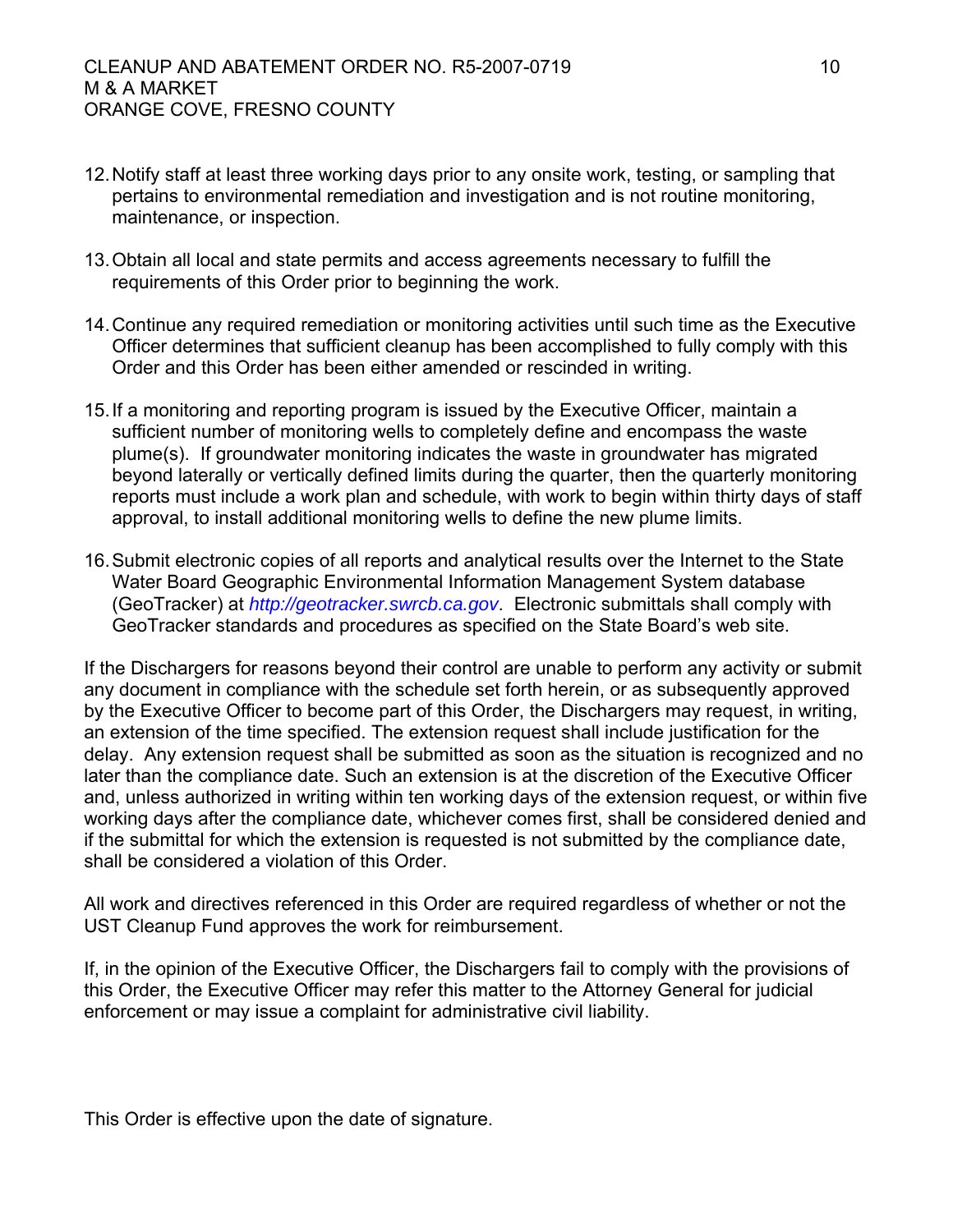12. Notify staff at least three working days prior to any onsite work, testing, or sampling that pertains to environmental remediation and investigation and is not routine monitoring, maintenance, or inspection.

13. Obtain all local and state permits and access agreements necessary to fulfill the requirements of this Order prior to beginning the work.

14. Continue any required remediation or monitoring activities until such time as the Executive Officer determines that sufficient cleanup has been accomplished to fully comply with this Order and this Order has been either amended or rescinded in writing.

15. If a monitoring and reporting program is issued by the Executive Officer, maintain a sufficient number of monitoring wells to completely define and encompass the waste plume(s). If groundwater monitoring indicates the waste in groundwater has migrated beyond laterally or vertically defined limits during the quarter, then the quarterly monitoring reports must include a work plan and schedule, with work to begin within thirty days of staff approval, to install additional monitoring wells to define the new plume limits.

16. Submit electronic copies of all reports and analytical results over the Internet to the State Water Board Geographic Environmental Information Management System database (GeoTracker) at *http://geotracker.swrcb.ca.gov*. Electronic submittals shall comply with GeoTracker standards and procedures as specified on the State Board's web site.

If the Dischargers for reasons beyond their control are unable to perform any activity or submit any document in compliance with the schedule set forth herein, or as subsequently approved by the Executive Officer to become part of this Order, the Dischargers may request, in writing, an extension of the time specified. The extension request shall include justification for the delay. Any extension request shall be submitted as soon as the situation is recognized and no later than the compliance date. Such an extension is at the discretion of the Executive Officer and, unless authorized in writing within ten working days of the extension request, or within five working days after the compliance date, whichever comes first, shall be considered denied and if the submittal for which the extension is requested is not submitted by the compliance date, shall be considered a violation of this Order.

All work and directives referenced in this Order are required regardless of whether or not the UST Cleanup Fund approves the work for reimbursement.

If, in the opinion of the Executive Officer, the Dischargers fail to comply with the provisions of this Order, the Executive Officer may refer this matter to the Attorney General for judicial enforcement or may issue a complaint for administrative civil liability.

This Order is effective upon the date of signature.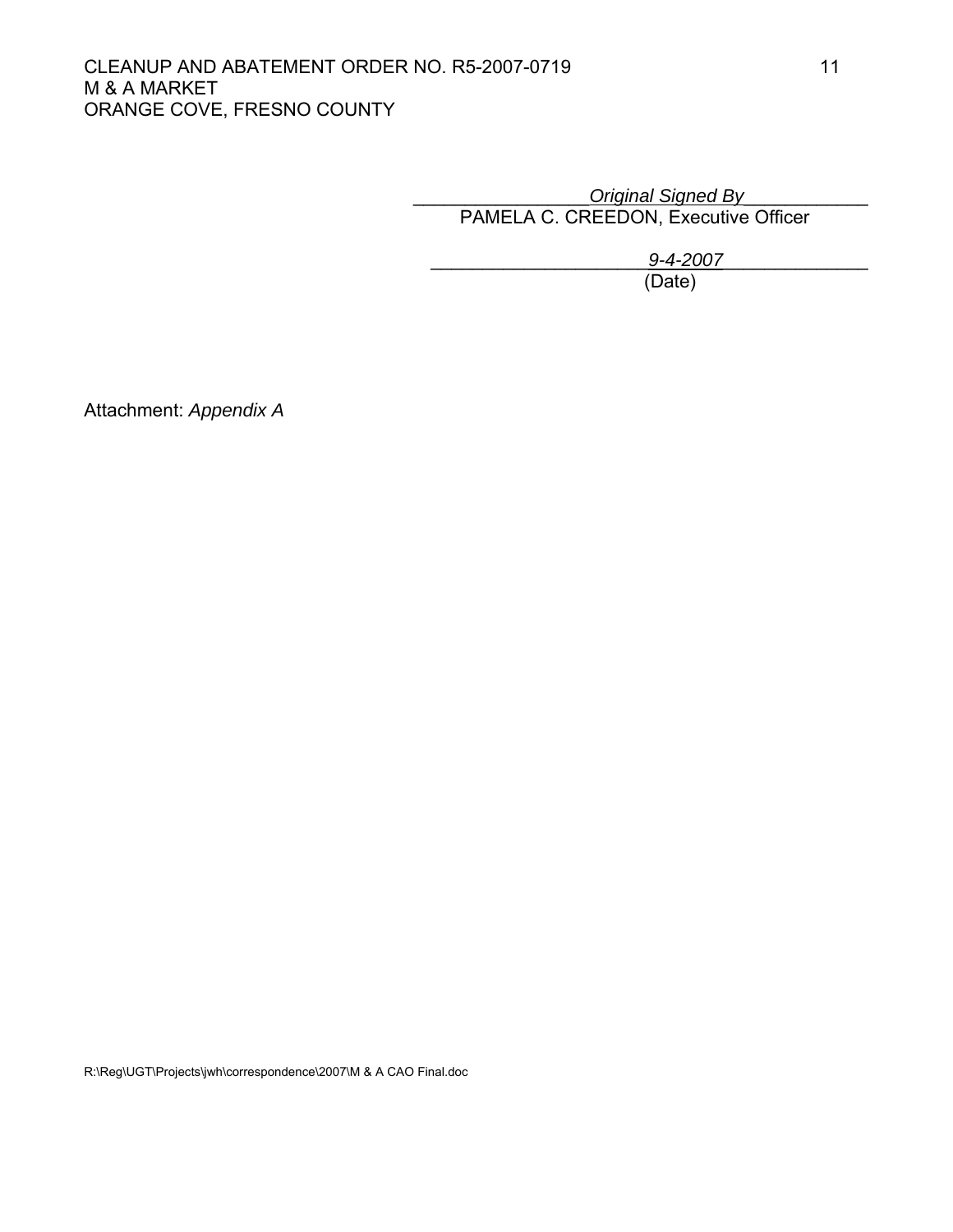*Original Signed By*

PAMELA C. CREEDON, Executive Officer

*9-4-2007*

(Date)

Attachment: *Appendix A*

R:\Reg\UGT\Projects\jwh\correspondence\2007\M & A CAO Final.doc